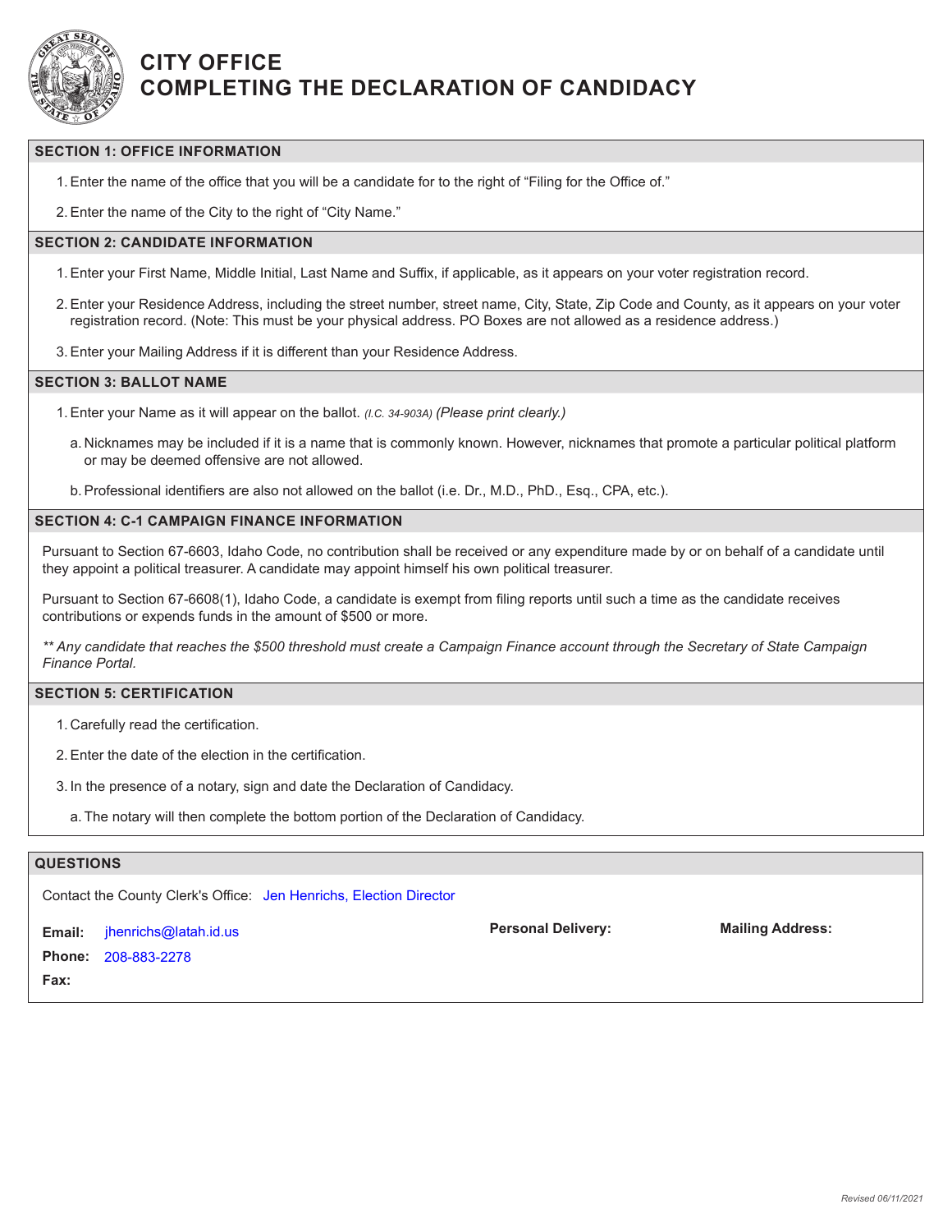# CITY OFFICE
# COMPLETING THE DECLARATION OF CANDIDACY

## SECTION 1: OFFICE INFORMATION

1. Enter the name of the office that you will be a candidate for to the right of "Filing for the Office of."
2. Enter the name of the City to the right of "City Name."

## SECTION 2: CANDIDATE INFORMATION

1. Enter your First Name, Middle Initial, Last Name and Suffix, if applicable, as it appears on your voter registration record.
2. Enter your Residence Address, including the street number, street name, City, State, Zip Code and County, as it appears on your voter registration record. (Note: This must be your physical address. PO Boxes are not allowed as a residence address.)
3. Enter your Mailing Address if it is different than your Residence Address.

## SECTION 3: BALLOT NAME

1. Enter your Name as it will appear on the ballot. *(I.C. 34-903A)* *(Please print clearly.)*
   a. Nicknames may be included if it is a name that is commonly known. However, nicknames that promote a particular political platform or may be deemed offensive are not allowed.
   b. Professional identifiers are also not allowed on the ballot (i.e. Dr., M.D., PhD., Esq., CPA, etc.).

## SECTION 4: C-1 CAMPAIGN FINANCE INFORMATION

Pursuant to Section 67-6603, Idaho Code, no contribution shall be received or any expenditure made by or on behalf of a candidate until they appoint a political treasurer. A candidate may appoint himself his own political treasurer.

Pursuant to Section 67-6608(1), Idaho Code, a candidate is exempt from filing reports until such a time as the candidate receives contributions or expends funds in the amount of $500 or more.

*** Any candidate that reaches the $500 threshold must create a Campaign Finance account through the Secretary of State Campaign Finance Portal.*

## SECTION 5: CERTIFICATION

1. Carefully read the certification.
2. Enter the date of the election in the certification.
3. In the presence of a notary, sign and date the Declaration of Candidacy.
   a. The notary will then complete the bottom portion of the Declaration of Candidacy.

## QUESTIONS

Contact the County Clerk's Office: Jen Henrichs, Election Director

**Email:** jhenrichs@latah.id.us

**Phone:** 208-883-2278

**Fax:**

**Personal Delivery:**

**Mailing Address:**

Revised 06/11/2021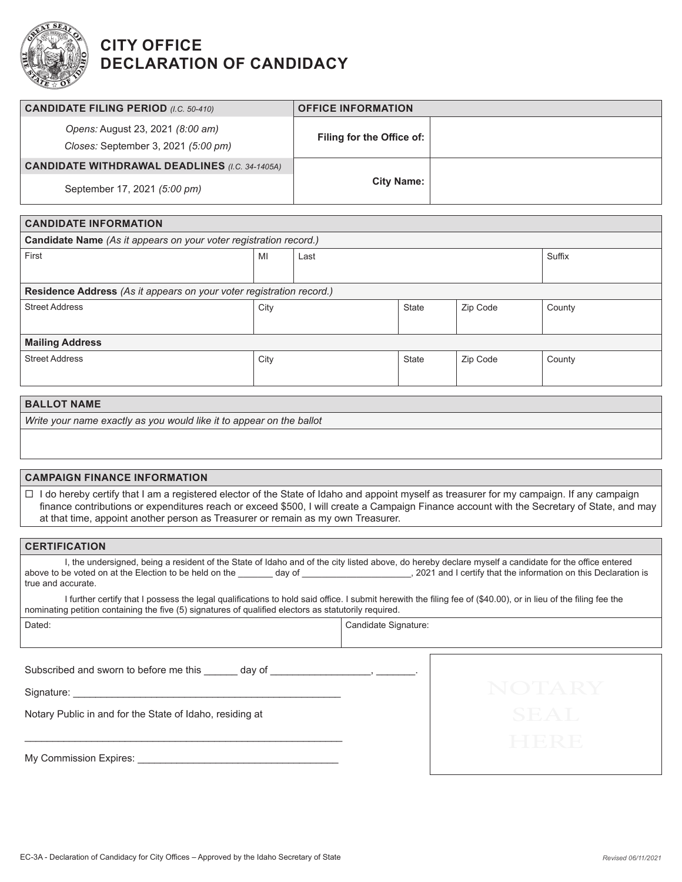# CITY OFFICE DECLARATION OF CANDIDACY

| CANDIDATE FILING PERIOD *(I.C. 50-410)* | OFFICE INFORMATION | |
|---|---|---|
| *Opens:* August 23, 2021 *(8:00 am)*<br>*Closes:* September 3, 2021 *(5:00 pm)* | **Filing for the Office of:** | |
| **CANDIDATE WITHDRAWAL DEADLINES** *(I.C. 34-1405A)*<br>September 17, 2021 *(5:00 pm)* | **City Name:** | |

## CANDIDATE INFORMATION

**Candidate Name** *(As it appears on your voter registration record.)*

| First | MI | Last | Suffix |
|---|---|---|---|
| | | | |

**Residence Address** *(As it appears on your voter registration record.)*

| Street Address | City | State | Zip Code | County |
|---|---|---|---|---|
| | | | | |

**Mailing Address**

| Street Address | City | State | Zip Code | County |
|---|---|---|---|---|
| | | | | |

## BALLOT NAME

*Write your name exactly as you would like it to appear on the ballot*

## CAMPAIGN FINANCE INFORMATION

☐ I do hereby certify that I am a registered elector of the State of Idaho and appoint myself as treasurer for my campaign. If any campaign finance contributions or expenditures reach or exceed $500, I will create a Campaign Finance account with the Secretary of State, and may at that time, appoint another person as Treasurer or remain as my own Treasurer.

## CERTIFICATION

I, the undersigned, being a resident of the State of Idaho and of the city listed above, do hereby declare myself a candidate for the office entered above to be voted on at the Election to be held on the _______ day of _____________________, 2021 and I certify that the information on this Declaration is true and accurate.

I further certify that I possess the legal qualifications to hold said office. I submit herewith the filing fee of ($40.00), or in lieu of the filing fee the nominating petition containing the five (5) signatures of qualified electors as statutorily required.

| Dated: | Candidate Signature: |
|---|---|
| | |

Subscribed and sworn to before me this ______ day of _________________, _______.

Signature: _______________________________________________

Notary Public in and for the State of Idaho, residing at

_______________________________________________________

My Commission Expires: ___________________________________

NOTARY SEAL HERE

EC-3A - Declaration of Candidacy for City Offices – Approved by the Idaho Secretary of State

*Revised 06/11/2021*